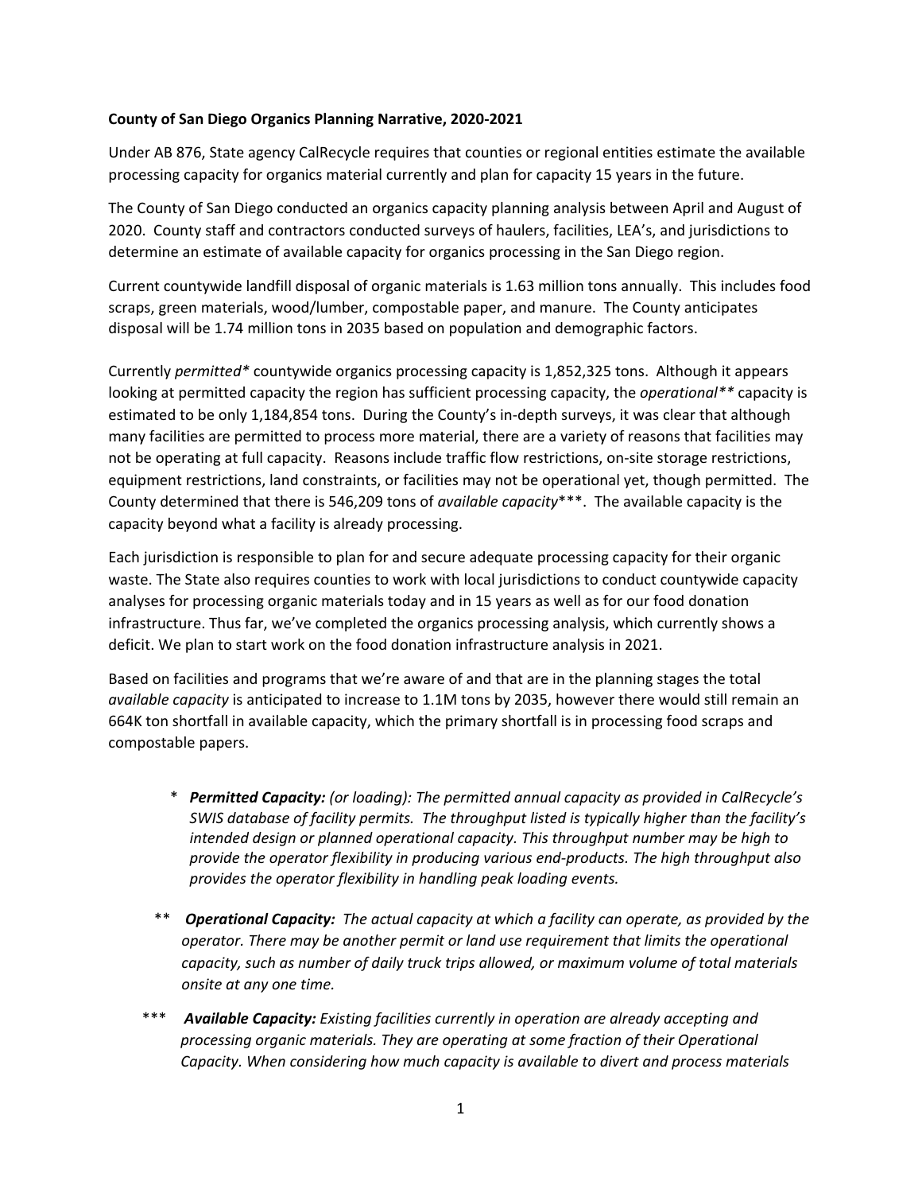**County of San Diego Organics Planning Narrative, 2020-2021**

Under AB 876, State agency CalRecycle requires that counties or regional entities estimate the available processing capacity for organics material currently and plan for capacity 15 years in the future.

The County of San Diego conducted an organics capacity planning analysis between April and August of 2020. County staff and contractors conducted surveys of haulers, facilities, LEA's, and jurisdictions to determine an estimate of available capacity for organics processing in the San Diego region.

Current countywide landfill disposal of organic materials is 1.63 million tons annually. This includes food scraps, green materials, wood/lumber, compostable paper, and manure. The County anticipates disposal will be 1.74 million tons in 2035 based on population and demographic factors.

Currently *permitted\** countywide organics processing capacity is 1,852,325 tons. Although it appears looking at permitted capacity the region has sufficient processing capacity, the *operational\*\** capacity is estimated to be only 1,184,854 tons. During the County's in-depth surveys, it was clear that although many facilities are permitted to process more material, there are a variety of reasons that facilities may not be operating at full capacity. Reasons include traffic flow restrictions, on-site storage restrictions, equipment restrictions, land constraints, or facilities may not be operational yet, though permitted. The County determined that there is 546,209 tons of *available capacity*\*\*\*. The available capacity is the capacity beyond what a facility is already processing.

Each jurisdiction is responsible to plan for and secure adequate processing capacity for their organic waste. The State also requires counties to work with local jurisdictions to conduct countywide capacity analyses for processing organic materials today and in 15 years as well as for our food donation infrastructure. Thus far, we've completed the organics processing analysis, which currently shows a deficit. We plan to start work on the food donation infrastructure analysis in 2021.

Based on facilities and programs that we're aware of and that are in the planning stages the total *available capacity* is anticipated to increase to 1.1M tons by 2035, however there would still remain an 664K ton shortfall in available capacity, which the primary shortfall is in processing food scraps and compostable papers.

> \* ***Permitted Capacity:*** *(or loading): The permitted annual capacity as provided in CalRecycle's SWIS database of facility permits. The throughput listed is typically higher than the facility's intended design or planned operational capacity. This throughput number may be high to provide the operator flexibility in producing various end-products. The high throughput also provides the operator flexibility in handling peak loading events.*

> \*\* ***Operational Capacity:*** *The actual capacity at which a facility can operate, as provided by the operator. There may be another permit or land use requirement that limits the operational capacity, such as number of daily truck trips allowed, or maximum volume of total materials onsite at any one time.*

> \*\*\* ***Available Capacity:*** *Existing facilities currently in operation are already accepting and processing organic materials. They are operating at some fraction of their Operational Capacity. When considering how much capacity is available to divert and process materials*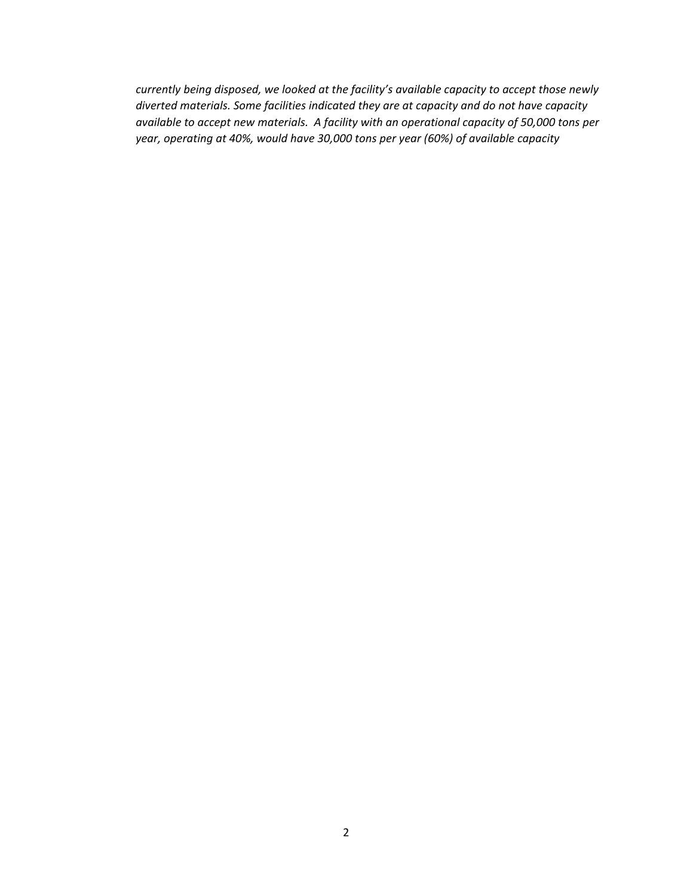*currently being disposed, we looked at the facility's available capacity to accept those newly diverted materials. Some facilities indicated they are at capacity and do not have capacity available to accept new materials. A facility with an operational capacity of 50,000 tons per year, operating at 40%, would have 30,000 tons per year (60%) of available capacity*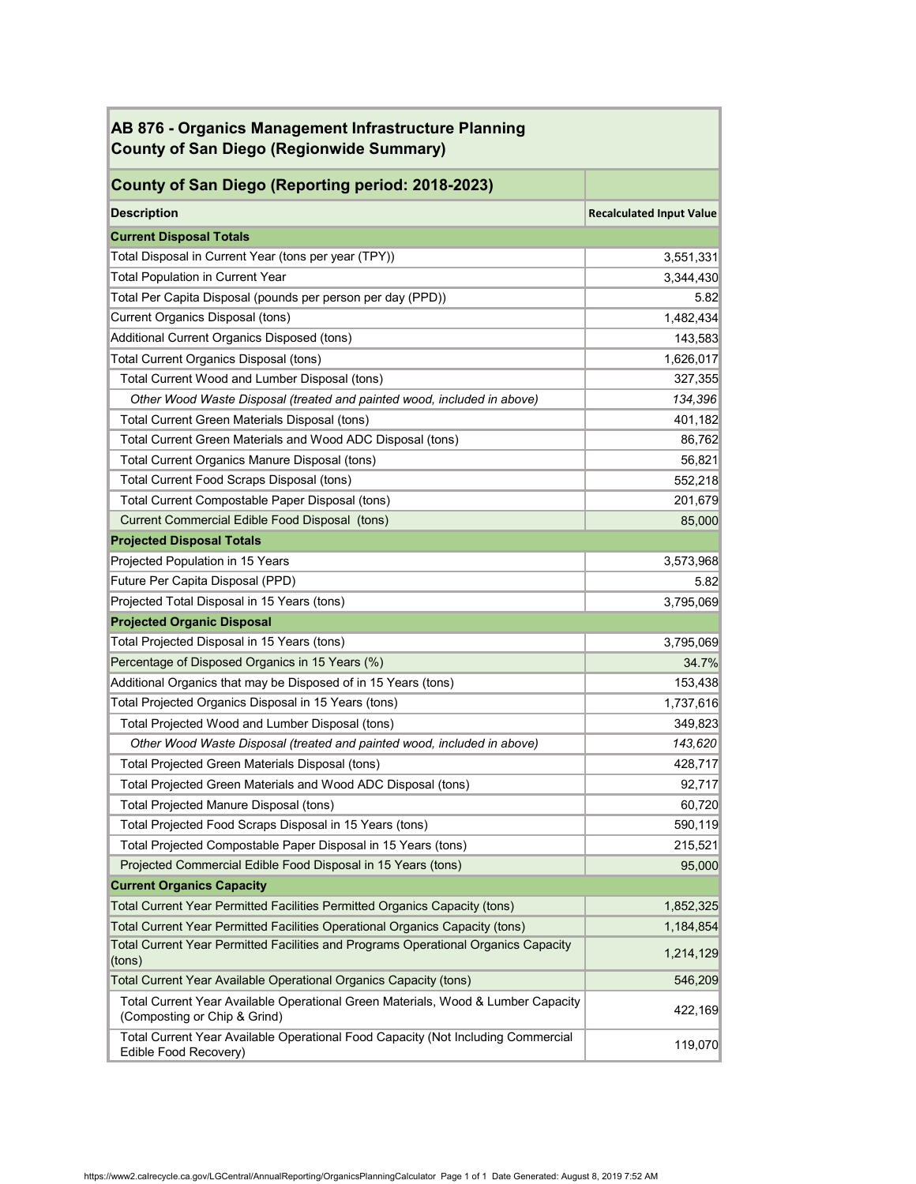## AB 876 - Organics Management Infrastructure Planning
## County of San Diego (Regionwide Summary)

| County of San Diego (Reporting period: 2018-2023) | |
|---|---|
| **Description** | **Recalculated Input Value** |
| **Current Disposal Totals** | |
| Total Disposal in Current Year (tons per year (TPY)) | 3,551,331 |
| Total Population in Current Year | 3,344,430 |
| Total Per Capita Disposal (pounds per person per day (PPD)) | 5.82 |
| Current Organics Disposal (tons) | 1,482,434 |
| Additional Current Organics Disposed (tons) | 143,583 |
| Total Current Organics Disposal (tons) | 1,626,017 |
| Total Current Wood and Lumber Disposal (tons) | 327,355 |
| *Other Wood Waste Disposal (treated and painted wood, included in above)* | *134,396* |
| Total Current Green Materials Disposal (tons) | 401,182 |
| Total Current Green Materials and Wood ADC Disposal (tons) | 86,762 |
| Total Current Organics Manure Disposal (tons) | 56,821 |
| Total Current Food Scraps Disposal (tons) | 552,218 |
| Total Current Compostable Paper Disposal (tons) | 201,679 |
| Current Commercial Edible Food Disposal (tons) | 85,000 |
| **Projected Disposal Totals** | |
| Projected Population in 15 Years | 3,573,968 |
| Future Per Capita Disposal (PPD) | 5.82 |
| Projected Total Disposal in 15 Years (tons) | 3,795,069 |
| **Projected Organic Disposal** | |
| Total Projected Disposal in 15 Years (tons) | 3,795,069 |
| Percentage of Disposed Organics in 15 Years (%) | 34.7% |
| Additional Organics that may be Disposed of in 15 Years (tons) | 153,438 |
| Total Projected Organics Disposal in 15 Years (tons) | 1,737,616 |
| Total Projected Wood and Lumber Disposal (tons) | 349,823 |
| *Other Wood Waste Disposal (treated and painted wood, included in above)* | *143,620* |
| Total Projected Green Materials Disposal (tons) | 428,717 |
| Total Projected Green Materials and Wood ADC Disposal (tons) | 92,717 |
| Total Projected Manure Disposal (tons) | 60,720 |
| Total Projected Food Scraps Disposal in 15 Years (tons) | 590,119 |
| Total Projected Compostable Paper Disposal in 15 Years (tons) | 215,521 |
| Projected Commercial Edible Food Disposal in 15 Years (tons) | 95,000 |
| **Current Organics Capacity** | |
| Total Current Year Permitted Facilities Permitted Organics Capacity (tons) | 1,852,325 |
| Total Current Year Permitted Facilities Operational Organics Capacity (tons) | 1,184,854 |
| Total Current Year Permitted Facilities and Programs Operational Organics Capacity (tons) | 1,214,129 |
| Total Current Year Available Operational Organics Capacity (tons) | 546,209 |
| Total Current Year Available Operational Green Materials, Wood & Lumber Capacity (Composting or Chip & Grind) | 422,169 |
| Total Current Year Available Operational Food Capacity (Not Including Commercial Edible Food Recovery) | 119,070 |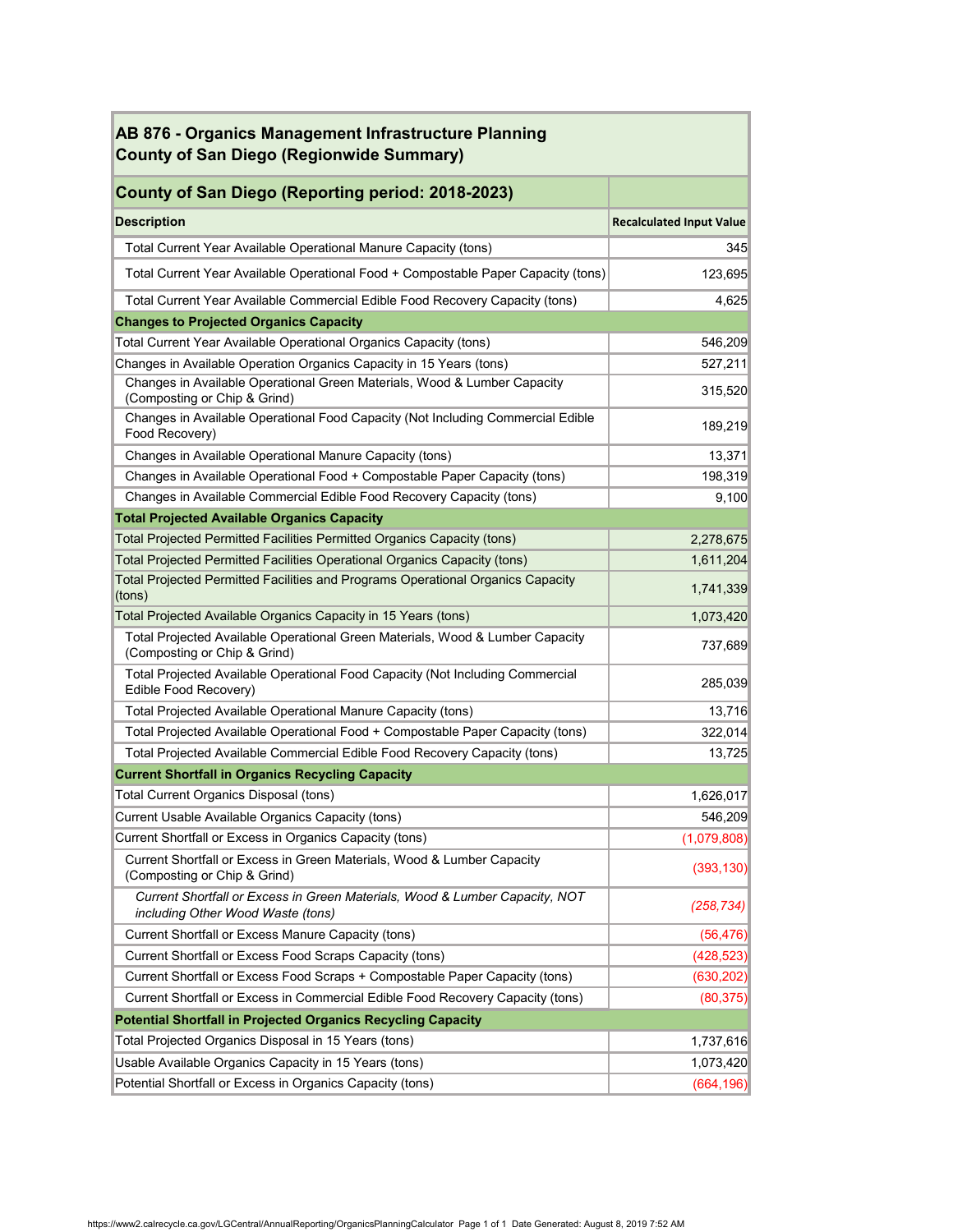| AB 876 - Organics Management Infrastructure Planning<br>County of San Diego (Regionwide Summary) | |
|---|---|
| **County of San Diego (Reporting period: 2018-2023)** | |
| **Description** | **Recalculated Input Value** |
| Total Current Year Available Operational Manure Capacity (tons) | 345 |
| Total Current Year Available Operational Food + Compostable Paper Capacity (tons) | 123,695 |
| Total Current Year Available Commercial Edible Food Recovery Capacity (tons) | 4,625 |
| **Changes to Projected Organics Capacity** | |
| Total Current Year Available Operational Organics Capacity (tons) | 546,209 |
| Changes in Available Operation Organics Capacity in 15 Years (tons) | 527,211 |
| Changes in Available Operational Green Materials, Wood & Lumber Capacity (Composting or Chip & Grind) | 315,520 |
| Changes in Available Operational Food Capacity (Not Including Commercial Edible Food Recovery) | 189,219 |
| Changes in Available Operational Manure Capacity (tons) | 13,371 |
| Changes in Available Operational Food + Compostable Paper Capacity (tons) | 198,319 |
| Changes in Available Commercial Edible Food Recovery Capacity (tons) | 9,100 |
| **Total Projected Available Organics Capacity** | |
| Total Projected Permitted Facilities Permitted Organics Capacity (tons) | 2,278,675 |
| Total Projected Permitted Facilities Operational Organics Capacity (tons) | 1,611,204 |
| Total Projected Permitted Facilities and Programs Operational Organics Capacity (tons) | 1,741,339 |
| Total Projected Available Organics Capacity in 15 Years (tons) | 1,073,420 |
| Total Projected Available Operational Green Materials, Wood & Lumber Capacity (Composting or Chip & Grind) | 737,689 |
| Total Projected Available Operational Food Capacity (Not Including Commercial Edible Food Recovery) | 285,039 |
| Total Projected Available Operational Manure Capacity (tons) | 13,716 |
| Total Projected Available Operational Food + Compostable Paper Capacity (tons) | 322,014 |
| Total Projected Available Commercial Edible Food Recovery Capacity (tons) | 13,725 |
| **Current Shortfall in Organics Recycling Capacity** | |
| Total Current Organics Disposal (tons) | 1,626,017 |
| Current Usable Available Organics Capacity (tons) | 546,209 |
| Current Shortfall or Excess in Organics Capacity (tons) | (1,079,808) |
| Current Shortfall or Excess in Green Materials, Wood & Lumber Capacity (Composting or Chip & Grind) | (393,130) |
| *Current Shortfall or Excess in Green Materials, Wood & Lumber Capacity, NOT including Other Wood Waste (tons)* | *(258,734)* |
| Current Shortfall or Excess Manure Capacity (tons) | (56,476) |
| Current Shortfall or Excess Food Scraps Capacity (tons) | (428,523) |
| Current Shortfall or Excess Food Scraps + Compostable Paper Capacity (tons) | (630,202) |
| Current Shortfall or Excess in Commercial Edible Food Recovery Capacity (tons) | (80,375) |
| **Potential Shortfall in Projected Organics Recycling Capacity** | |
| Total Projected Organics Disposal in 15 Years (tons) | 1,737,616 |
| Usable Available Organics Capacity in 15 Years (tons) | 1,073,420 |
| Potential Shortfall or Excess in Organics Capacity (tons) | (664,196) |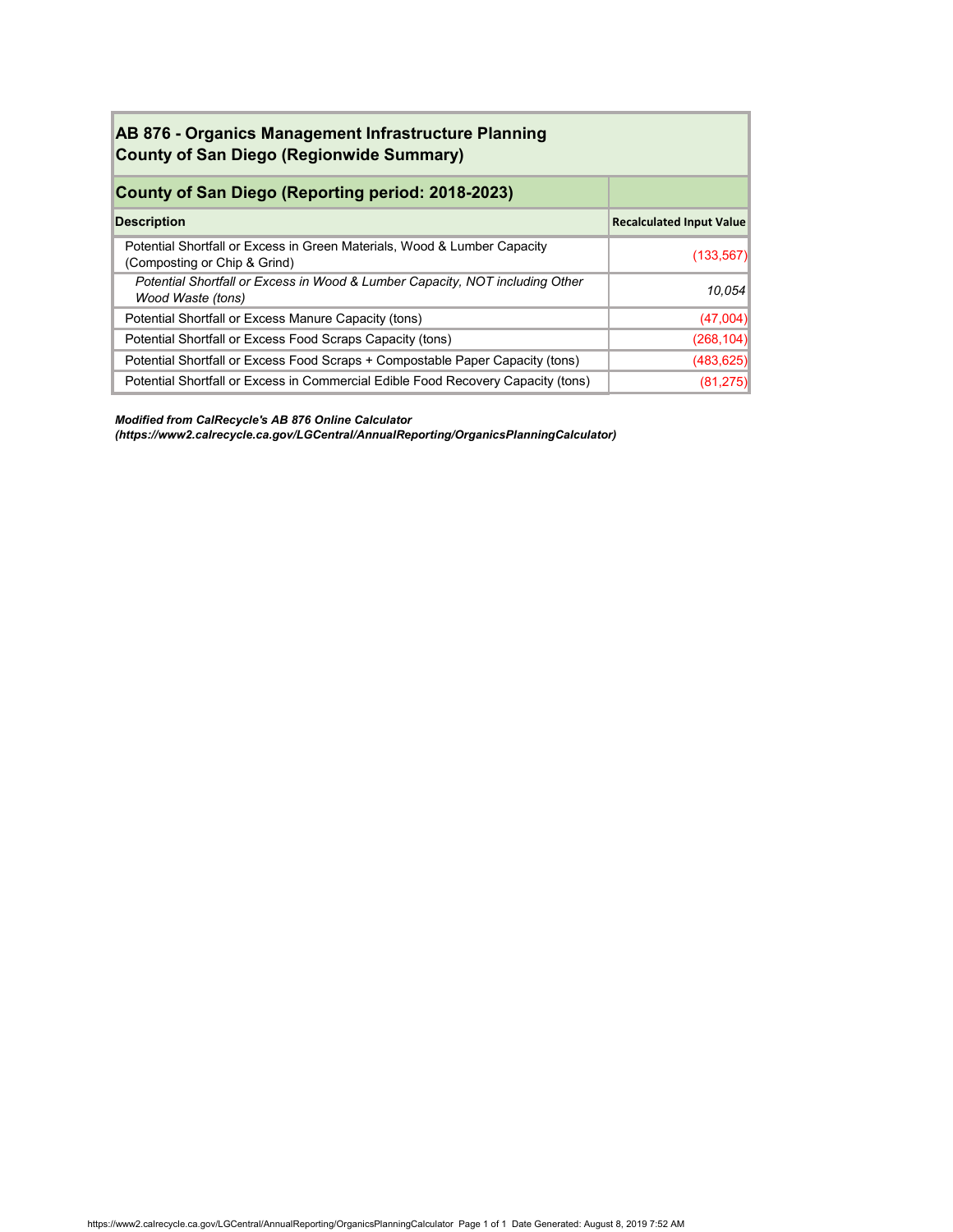## AB 876 - Organics Management Infrastructure Planning
## County of San Diego (Regionwide Summary)

| County of San Diego (Reporting period: 2018-2023) | |
|---|---|
| **Description** | **Recalculated Input Value** |
| Potential Shortfall or Excess in Green Materials, Wood & Lumber Capacity (Composting or Chip & Grind) | (133,567) |
| *Potential Shortfall or Excess in Wood & Lumber Capacity, NOT including Other Wood Waste (tons)* | *10,054* |
| Potential Shortfall or Excess Manure Capacity (tons) | (47,004) |
| Potential Shortfall or Excess Food Scraps Capacity (tons) | (268,104) |
| Potential Shortfall or Excess Food Scraps + Compostable Paper Capacity (tons) | (483,625) |
| Potential Shortfall or Excess in Commercial Edible Food Recovery Capacity (tons) | (81,275) |

***Modified from CalRecycle's AB 876 Online Calculator (https://www2.calrecycle.ca.gov/LGCentral/AnnualReporting/OrganicsPlanningCalculator)***

https://www2.calrecycle.ca.gov/LGCentral/AnnualReporting/OrganicsPlanningCalculator Date Generated: August 8, 2019 7:52 AM